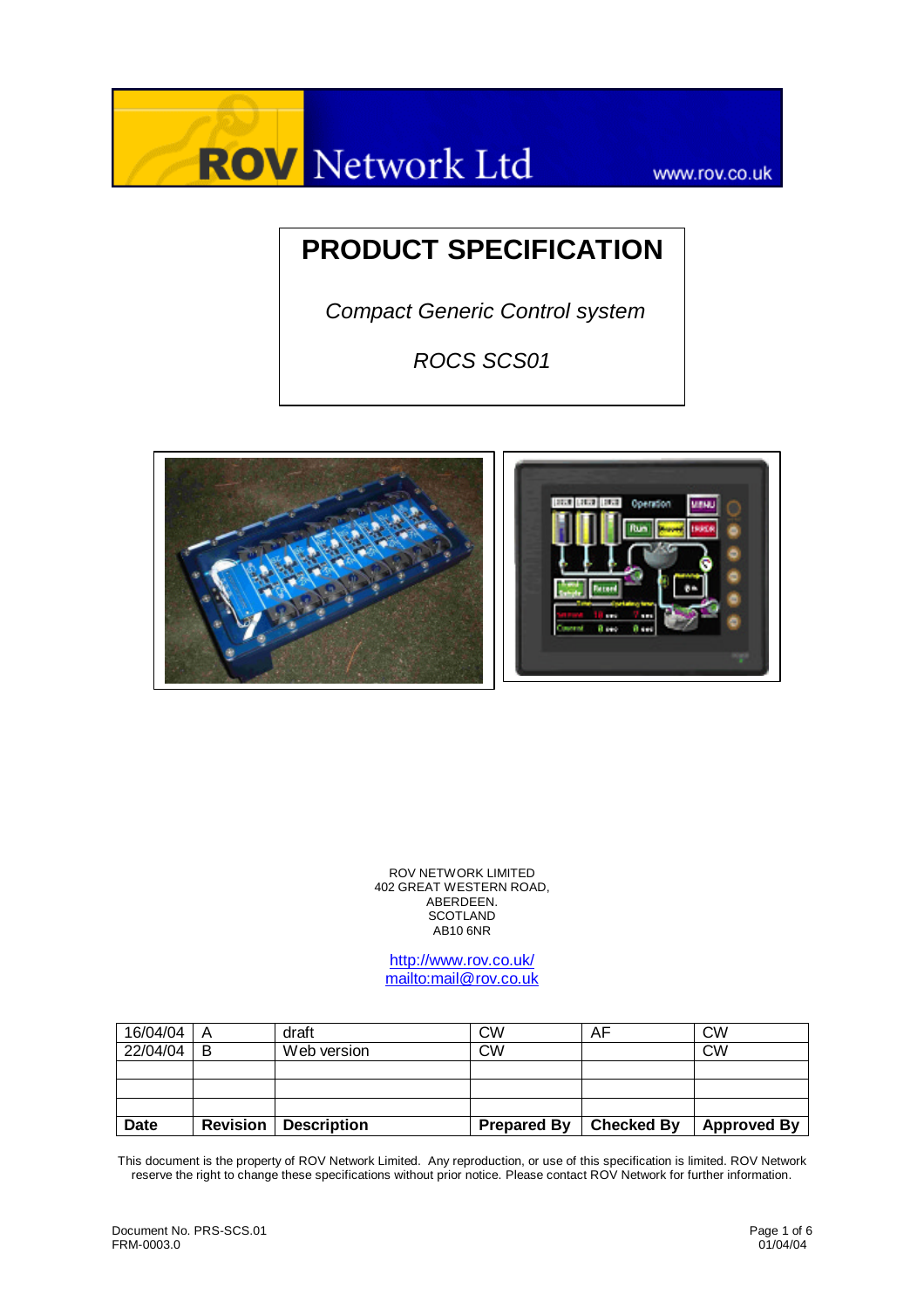ROV Network Ltd www.rov.co.uk

# PRODUCT SPECIFICATION

*Compact Generic Control system*

*ROCS SCS01*

ROV NETWORK LIMITED
402 GREAT WESTERN ROAD,
ABERDEEN.
SCOTLAND
AB10 6NR

http://www.rov.co.uk/
mailto:mail@rov.co.uk

| Date | Revision | Description | Prepared By | Checked By | Approved By |
|---|---|---|---|---|---|
| 16/04/04 | A | draft | CW | AF | CW |
| 22/04/04 | B | Web version | CW | | CW |
| | | | | | |
| | | | | | |
| | | | | | |

This document is the property of ROV Network Limited. Any reproduction, or use of this specification is limited. ROV Network reserve the right to change these specifications without prior notice. Please contact ROV Network for further information.

Document No. PRS-SCS.01
FRM-0003.0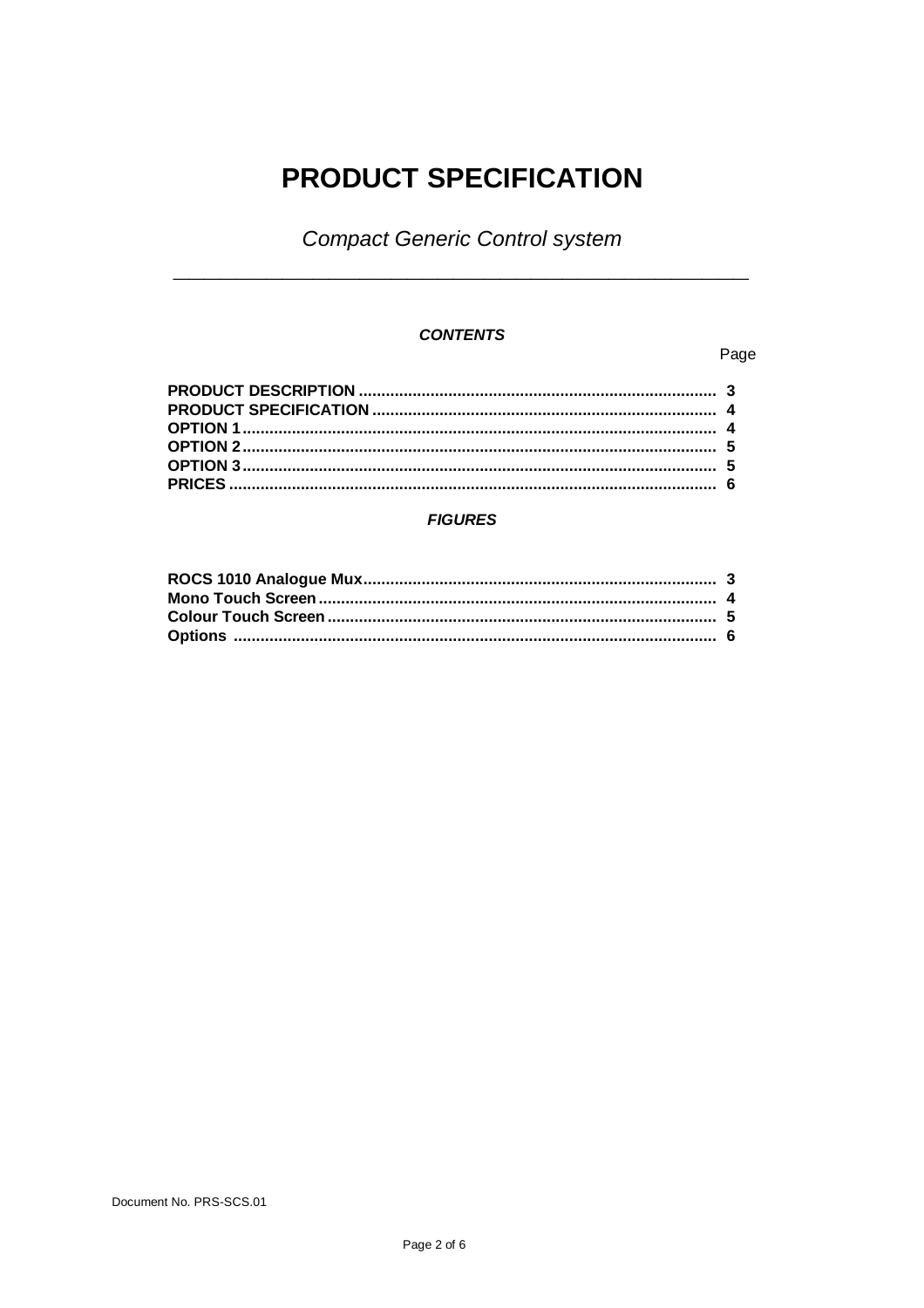# PRODUCT SPECIFICATION

*Compact Generic Control system*

---

***CONTENTS***

| | Page |
|---|---|
| **PRODUCT DESCRIPTION** | **3** |
| **PRODUCT SPECIFICATION** | **4** |
| **OPTION 1** | **4** |
| **OPTION 2** | **5** |
| **OPTION 3** | **5** |
| **PRICES** | **6** |

***FIGURES***

| | |
|---|---|
| **ROCS 1010 Analogue Mux** | **3** |
| **Mono Touch Screen** | **4** |
| **Colour Touch Screen** | **5** |
| **Options** | **6** |

Document No. PRS-SCS.01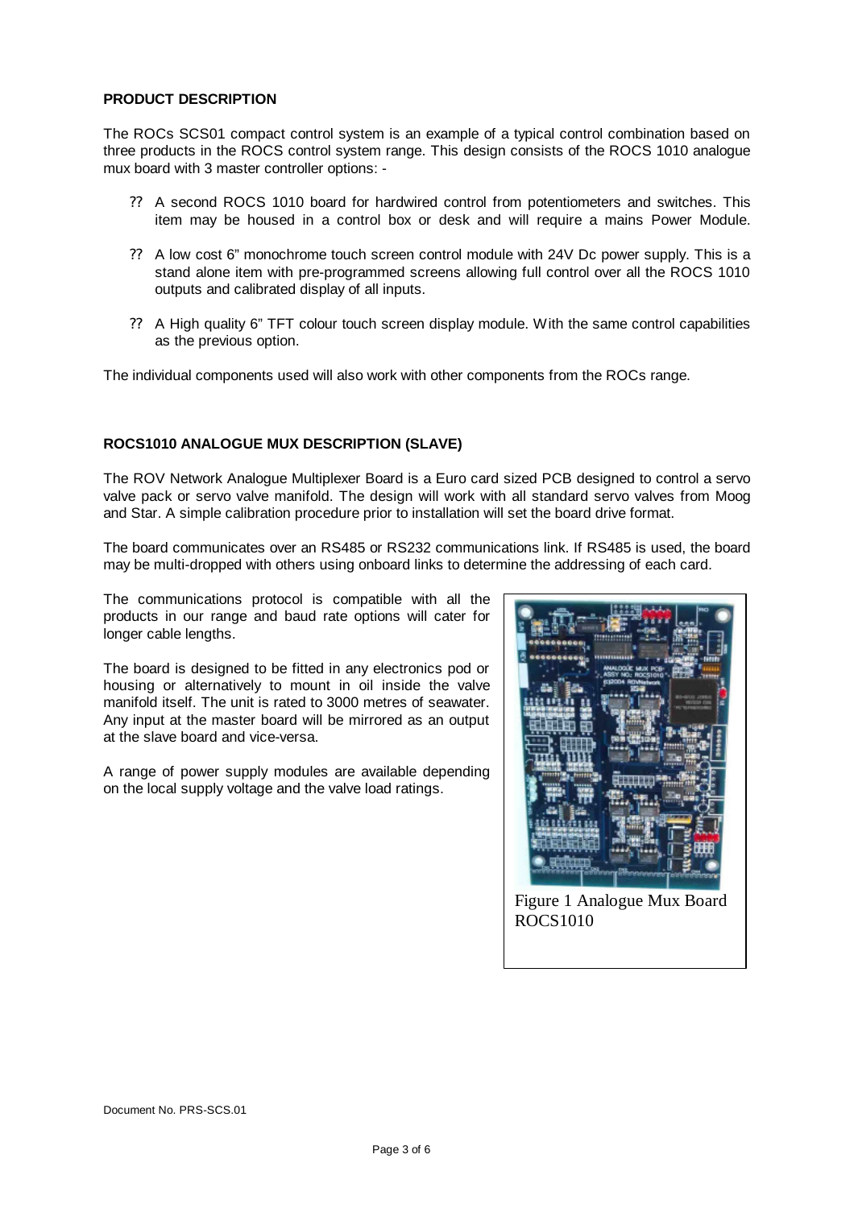**PRODUCT DESCRIPTION**

The ROCs SCS01 compact control system is an example of a typical control combination based on three products in the ROCS control system range. This design consists of the ROCS 1010 analogue mux board with 3 master controller options: -

?? A second ROCS 1010 board for hardwired control from potentiometers and switches. This item may be housed in a control box or desk and will require a mains Power Module.

?? A low cost 6" monochrome touch screen control module with 24V Dc power supply. This is a stand alone item with pre-programmed screens allowing full control over all the ROCS 1010 outputs and calibrated display of all inputs.

?? A High quality 6" TFT colour touch screen display module. With the same control capabilities as the previous option.

The individual components used will also work with other components from the ROCs range.

**ROCS1010 ANALOGUE MUX DESCRIPTION (SLAVE)**

The ROV Network Analogue Multiplexer Board is a Euro card sized PCB designed to control a servo valve pack or servo valve manifold. The design will work with all standard servo valves from Moog and Star. A simple calibration procedure prior to installation will set the board drive format.

The board communicates over an RS485 or RS232 communications link. If RS485 is used, the board may be multi-dropped with others using onboard links to determine the addressing of each card.

The communications protocol is compatible with all the products in our range and baud rate options will cater for longer cable lengths.

The board is designed to be fitted in any electronics pod or housing or alternatively to mount in oil inside the valve manifold itself. The unit is rated to 3000 metres of seawater. Any input at the master board will be mirrored as an output at the slave board and vice-versa.

A range of power supply modules are available depending on the local supply voltage and the valve load ratings.

Figure 1 Analogue Mux Board ROCS1010

Document No. PRS-SCS.01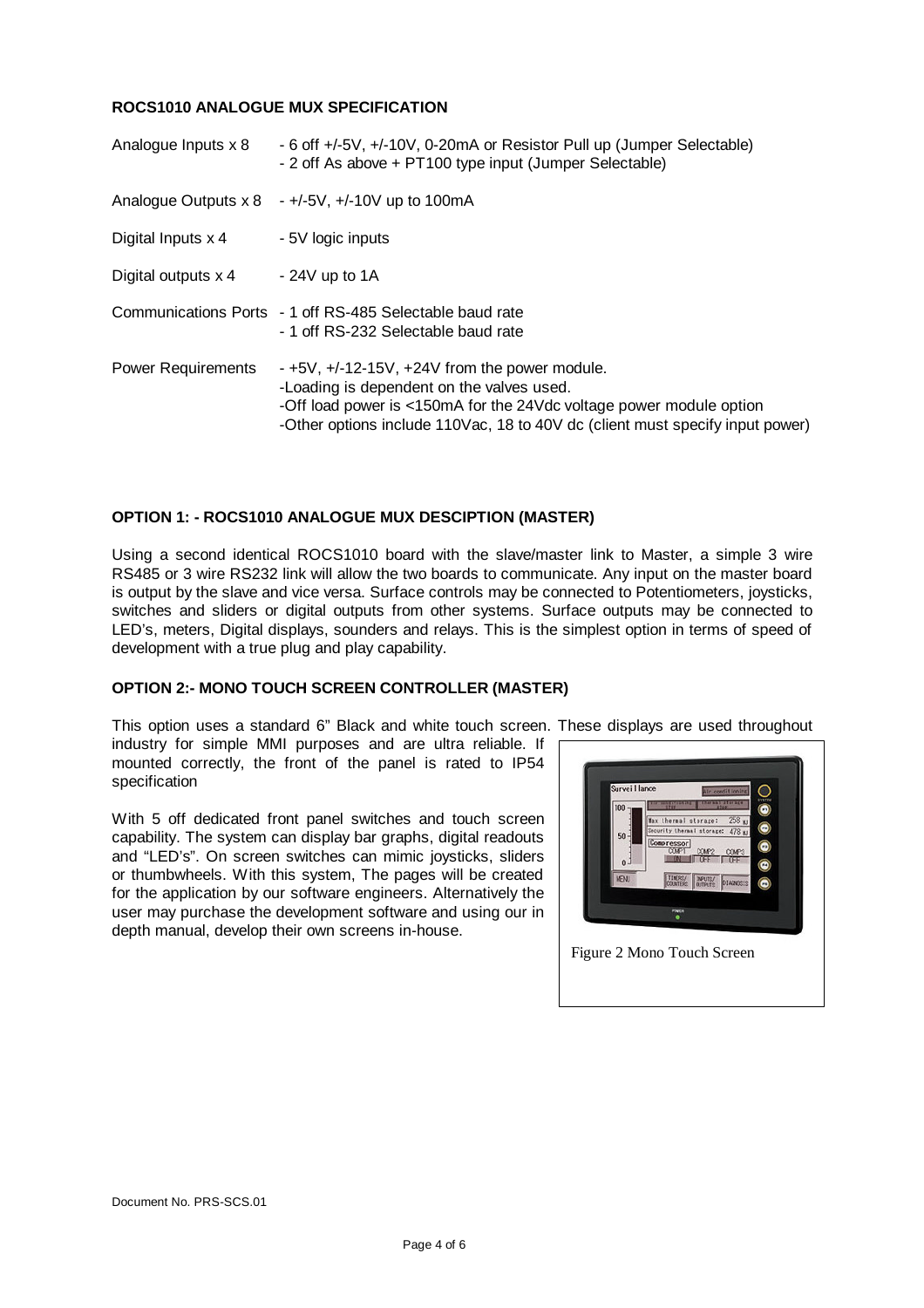**ROCS1010 ANALOGUE MUX SPECIFICATION**

| | |
|---|---|
| Analogue Inputs x 8 | - 6 off +/-5V, +/-10V, 0-20mA or Resistor Pull up (Jumper Selectable)<br>- 2 off As above + PT100 type input (Jumper Selectable) |
| Analogue Outputs x 8 | - +/-5V, +/-10V up to 100mA |
| Digital Inputs x 4 | - 5V logic inputs |
| Digital outputs x 4 | - 24V up to 1A |
| Communications Ports | - 1 off RS-485 Selectable baud rate<br>- 1 off RS-232 Selectable baud rate |
| Power Requirements | - +5V, +/-12-15V, +24V from the power module.<br>-Loading is dependent on the valves used.<br>-Off load power is <150mA for the 24Vdc voltage power module option<br>-Other options include 110Vac, 18 to 40V dc (client must specify input power) |

**OPTION 1: - ROCS1010 ANALOGUE MUX DESCIPTION (MASTER)**

Using a second identical ROCS1010 board with the slave/master link to Master, a simple 3 wire RS485 or 3 wire RS232 link will allow the two boards to communicate. Any input on the master board is output by the slave and vice versa. Surface controls may be connected to Potentiometers, joysticks, switches and sliders or digital outputs from other systems. Surface outputs may be connected to LED's, meters, Digital displays, sounders and relays. This is the simplest option in terms of speed of development with a true plug and play capability.

**OPTION 2:- MONO TOUCH SCREEN CONTROLLER (MASTER)**

This option uses a standard 6" Black and white touch screen. These displays are used throughout industry for simple MMI purposes and are ultra reliable. If mounted correctly, the front of the panel is rated to IP54 specification

With 5 off dedicated front panel switches and touch screen capability. The system can display bar graphs, digital readouts and "LED's". On screen switches can mimic joysticks, sliders or thumbwheels. With this system, The pages will be created for the application by our software engineers. Alternatively the user may purchase the development software and using our in depth manual, develop their own screens in-house.

Figure 2 Mono Touch Screen

Document No. PRS-SCS.01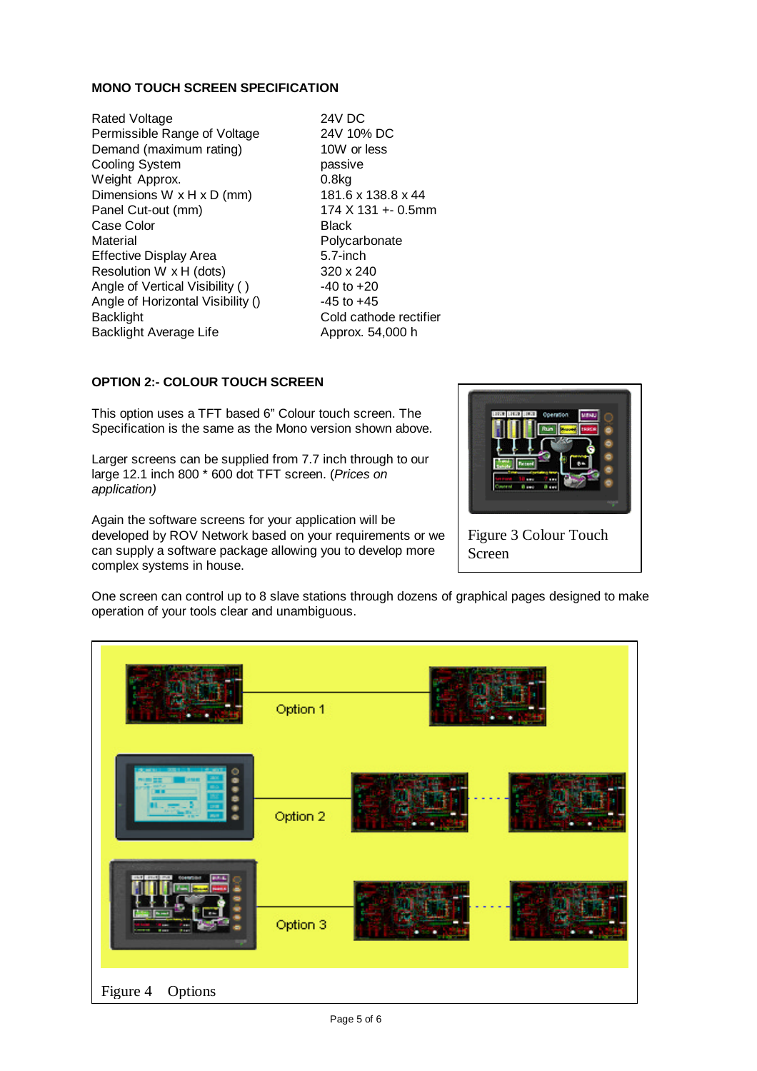**MONO TOUCH SCREEN SPECIFICATION**

| | |
|---|---|
| Rated Voltage | 24V DC |
| Permissible Range of Voltage | 24V 10% DC |
| Demand (maximum rating) | 10W or less |
| Cooling System | passive |
| Weight Approx. | 0.8kg |
| Dimensions W x H x D (mm) | 181.6 x 138.8 x 44 |
| Panel Cut-out (mm) | 174 X 131 +- 0.5mm |
| Case Color | Black |
| Material | Polycarbonate |
| Effective Display Area | 5.7-inch |
| Resolution W x H (dots) | 320 x 240 |
| Angle of Vertical Visibility ( ) | -40 to +20 |
| Angle of Horizontal Visibility () | -45 to +45 |
| Backlight | Cold cathode rectifier |
| Backlight Average Life | Approx. 54,000 h |

**OPTION 2:- COLOUR TOUCH SCREEN**

This option uses a TFT based 6" Colour touch screen. The Specification is the same as the Mono version shown above.

Larger screens can be supplied from 7.7 inch through to our large 12.1 inch 800 * 600 dot TFT screen. (*Prices on application)*

Again the software screens for your application will be developed by ROV Network based on your requirements or we can supply a software package allowing you to develop more complex systems in house.

Figure 3 Colour Touch Screen

One screen can control up to 8 slave stations through dozens of graphical pages designed to make operation of your tools clear and unambiguous.

Option 1

Option 2

Option 3

Figure 4 Options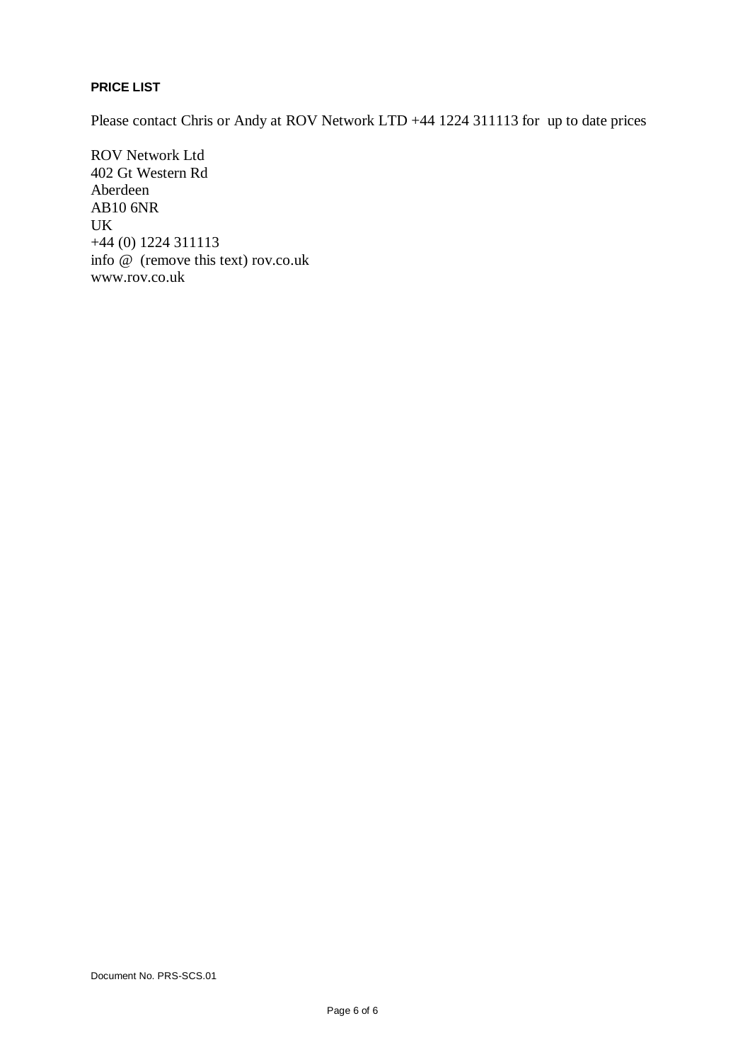**PRICE LIST**

Please contact Chris or Andy at ROV Network LTD +44 1224 311113 for up to date prices

ROV Network Ltd
402 Gt Western Rd
Aberdeen
AB10 6NR
UK
+44 (0) 1224 311113
info @ (remove this text) rov.co.uk
www.rov.co.uk

Document No. PRS-SCS.01